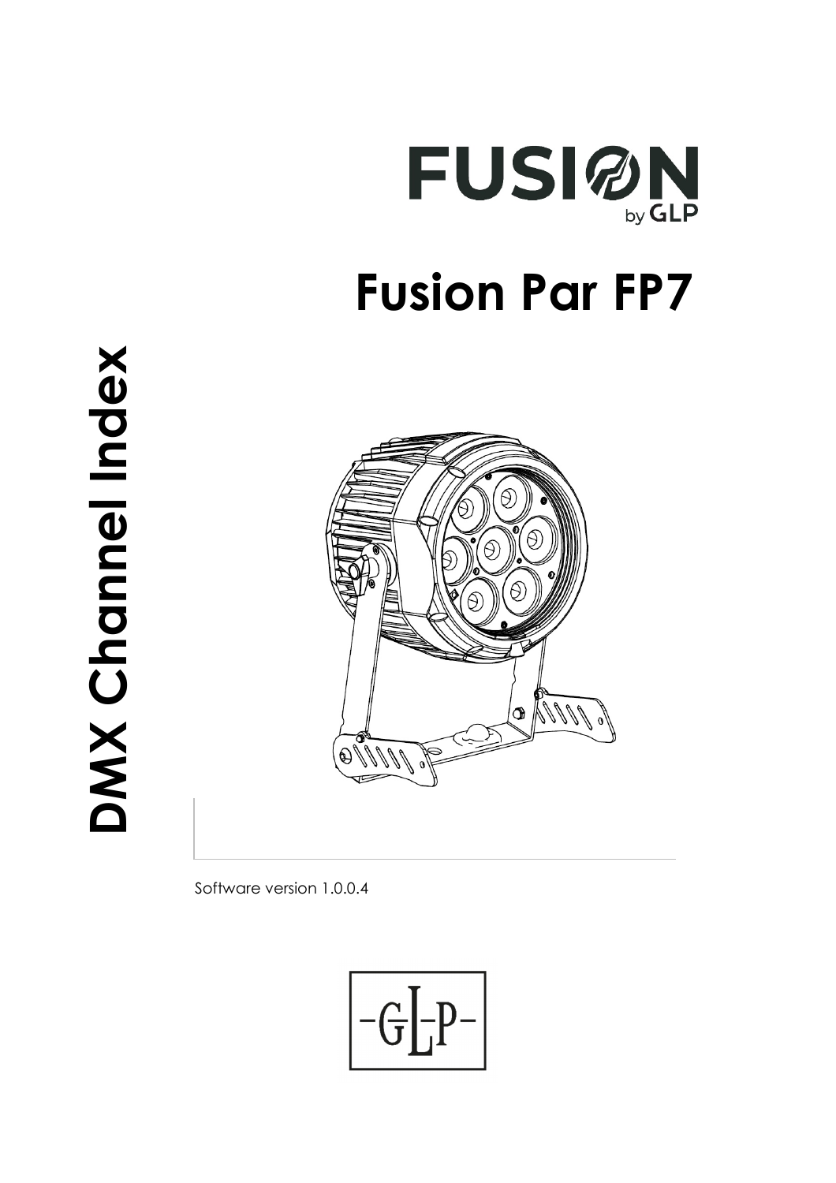# FUSION
by GLP

# Fusion Par FP7

# DMX Channel Index

Software version 1.0.0.4

-GLP-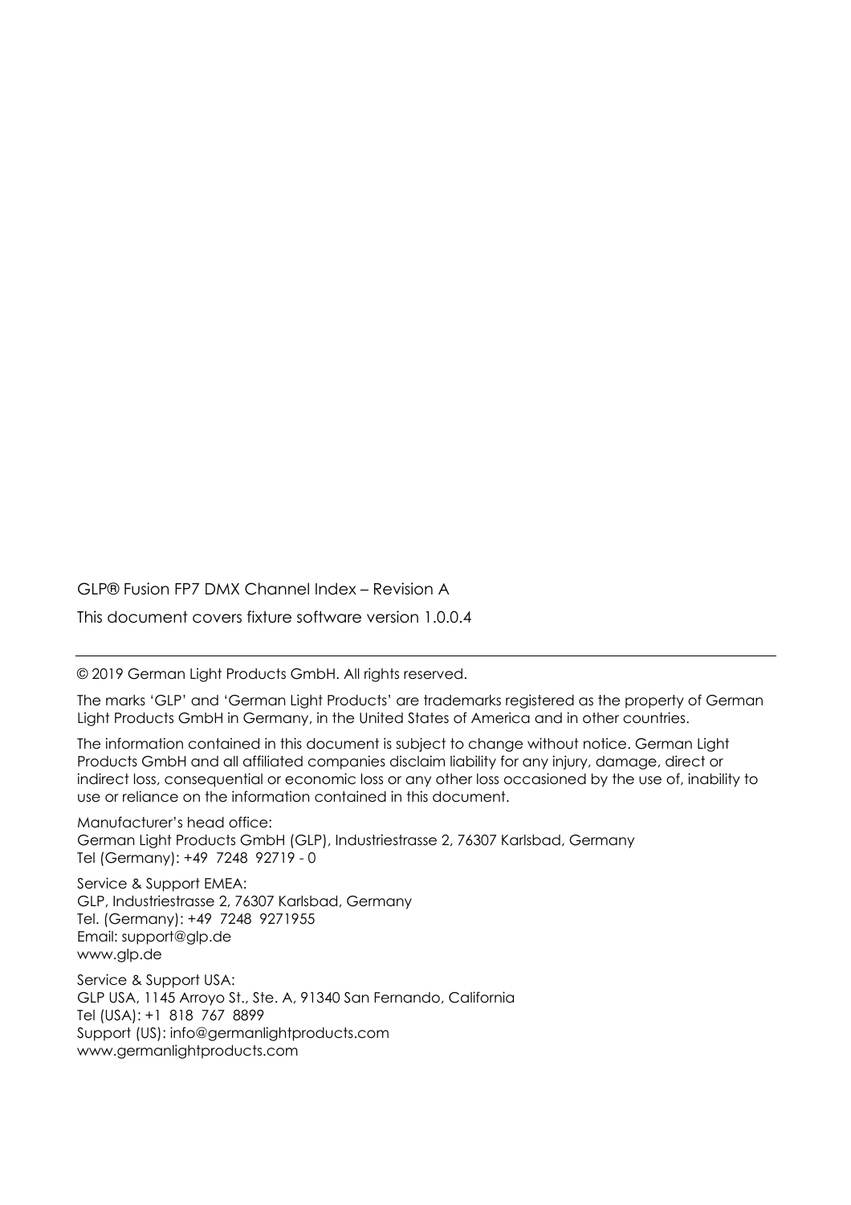GLP® Fusion FP7 DMX Channel Index – Revision A

This document covers fixture software version 1.0.0.4

---

© 2019 German Light Products GmbH. All rights reserved.

The marks 'GLP' and 'German Light Products' are trademarks registered as the property of German Light Products GmbH in Germany, in the United States of America and in other countries.

The information contained in this document is subject to change without notice. German Light Products GmbH and all affiliated companies disclaim liability for any injury, damage, direct or indirect loss, consequential or economic loss or any other loss occasioned by the use of, inability to use or reliance on the information contained in this document.

Manufacturer's head office:
German Light Products GmbH (GLP), Industriestrasse 2, 76307 Karlsbad, Germany
Tel (Germany): +49 7248 92719 - 0

Service & Support EMEA:
GLP, Industriestrasse 2, 76307 Karlsbad, Germany
Tel. (Germany): +49 7248 9271955
Email: support@glp.de
www.glp.de

Service & Support USA:
GLP USA, 1145 Arroyo St., Ste. A, 91340 San Fernando, California
Tel (USA): +1 818 767 8899
Support (US): info@germanlightproducts.com
www.germanlightproducts.com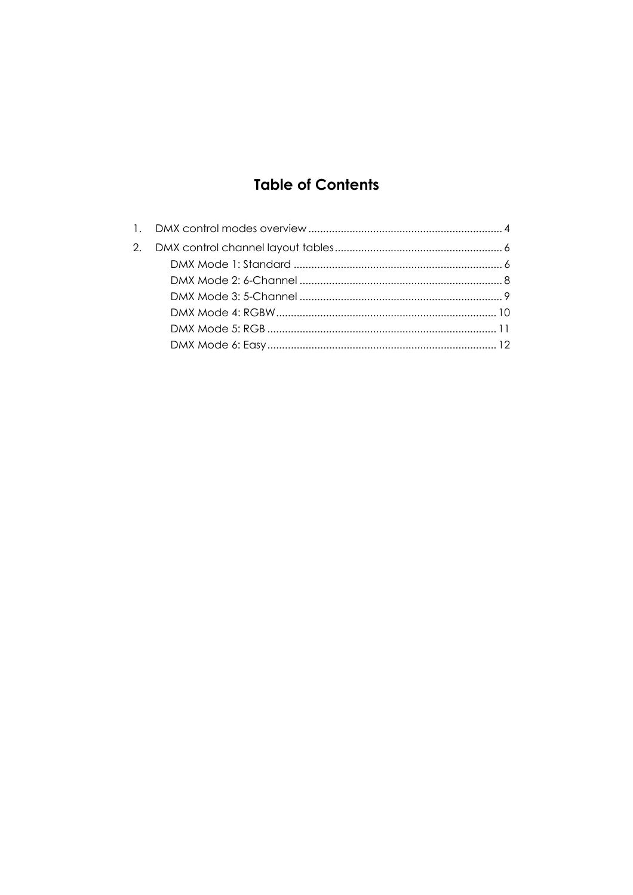# Table of Contents

1. DMX control modes overview .... 4
2. DMX control channel layout tables .... 6
   - DMX Mode 1: Standard .... 6
   - DMX Mode 2: 6-Channel .... 8
   - DMX Mode 3: 5-Channel .... 9
   - DMX Mode 4: RGBW .... 10
   - DMX Mode 5: RGB .... 11
   - DMX Mode 6: Easy .... 12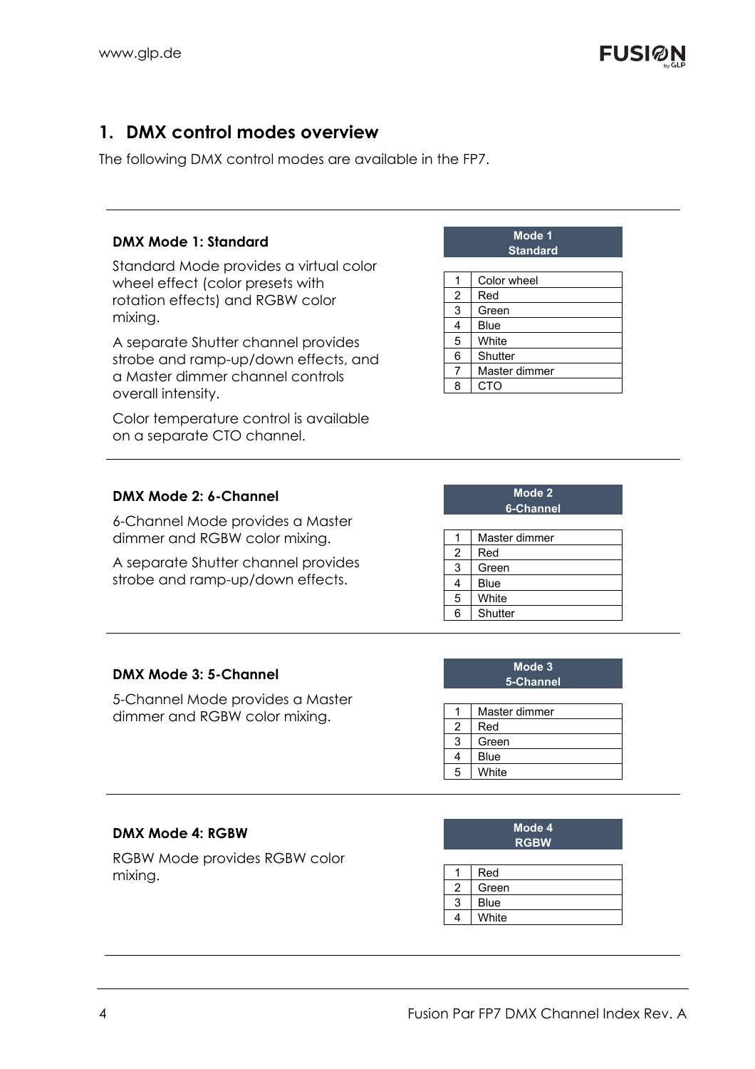# 1. DMX control modes overview

The following DMX control modes are available in the FP7.

### DMX Mode 1: Standard

Standard Mode provides a virtual color wheel effect (color presets with rotation effects) and RGBW color mixing.

A separate Shutter channel provides strobe and ramp-up/down effects, and a Master dimmer channel controls overall intensity.

Color temperature control is available on a separate CTO channel.

| Mode 1 Standard | |
|---|---|
| 1 | Color wheel |
| 2 | Red |
| 3 | Green |
| 4 | Blue |
| 5 | White |
| 6 | Shutter |
| 7 | Master dimmer |
| 8 | CTO |

### DMX Mode 2: 6-Channel

6-Channel Mode provides a Master dimmer and RGBW color mixing.

A separate Shutter channel provides strobe and ramp-up/down effects.

| Mode 2 6-Channel | |
|---|---|
| 1 | Master dimmer |
| 2 | Red |
| 3 | Green |
| 4 | Blue |
| 5 | White |
| 6 | Shutter |

### DMX Mode 3: 5-Channel

5-Channel Mode provides a Master dimmer and RGBW color mixing.

| Mode 3 5-Channel | |
|---|---|
| 1 | Master dimmer |
| 2 | Red |
| 3 | Green |
| 4 | Blue |
| 5 | White |

### DMX Mode 4: RGBW

RGBW Mode provides RGBW color mixing.

| Mode 4 RGBW | |
|---|---|
| 1 | Red |
| 2 | Green |
| 3 | Blue |
| 4 | White |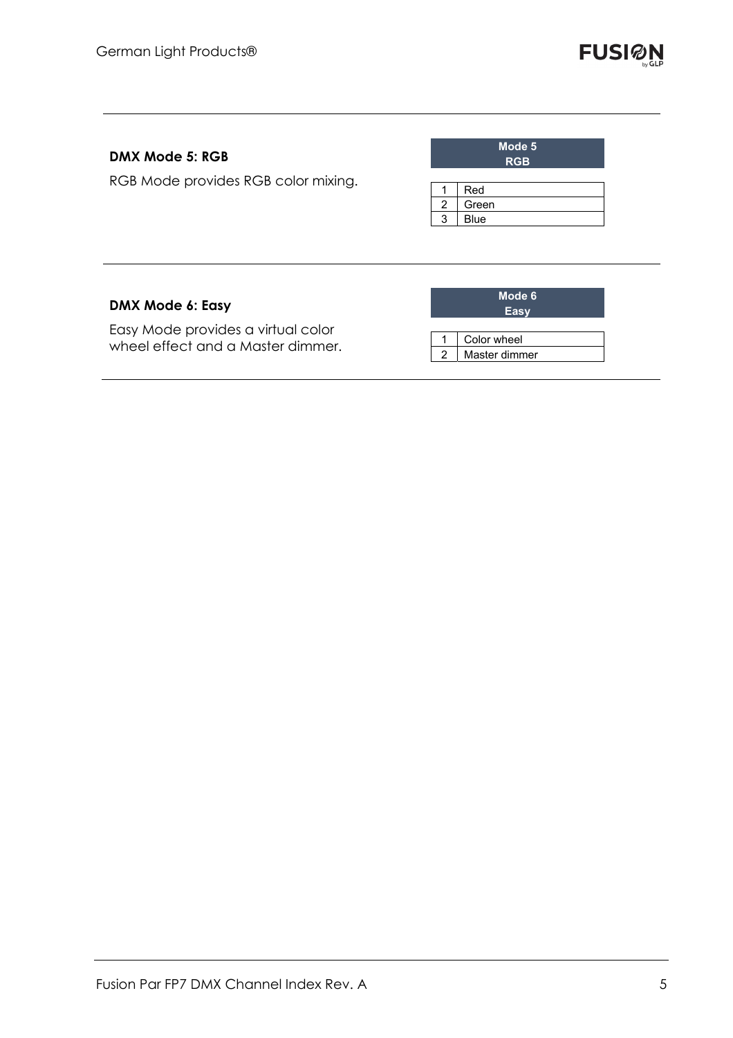### DMX Mode 5: RGB

RGB Mode provides RGB color mixing.

| Mode 5 RGB | |
|---|---|
| 1 | Red |
| 2 | Green |
| 3 | Blue |

### DMX Mode 6: Easy

Easy Mode provides a virtual color wheel effect and a Master dimmer.

| Mode 6 Easy | |
|---|---|
| 1 | Color wheel |
| 2 | Master dimmer |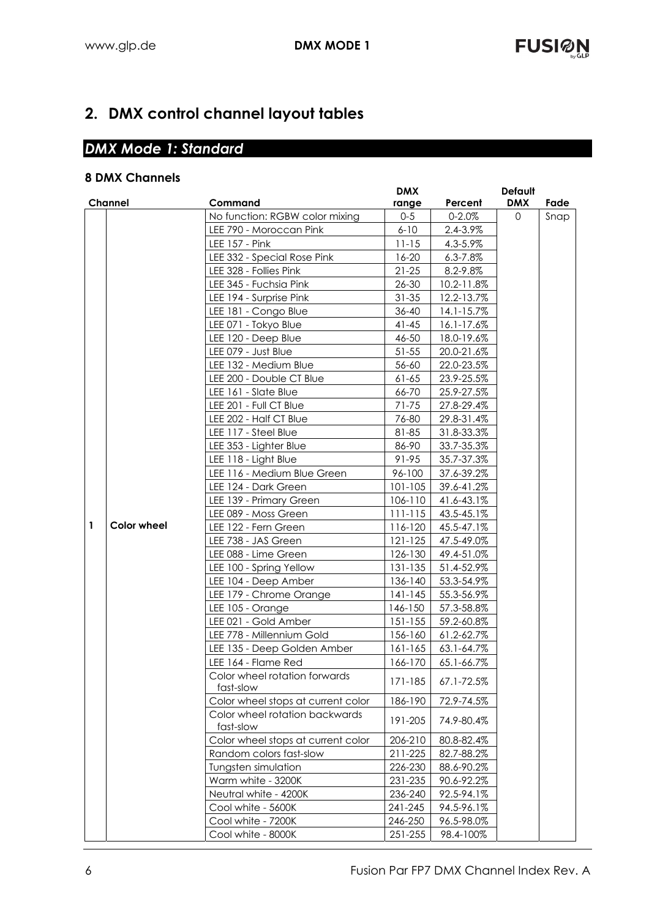## 2. DMX control channel layout tables

### *DMX Mode 1: Standard*

**8 DMX Channels**

| Channel | | Command | DMX range | Percent | Default DMX | Fade |
|---|---|---|---|---|---|---|
| 1 | Color wheel | No function: RGBW color mixing | 0-5 | 0-2.0% | 0 | Snap |
| | | LEE 790 - Moroccan Pink | 6-10 | 2.4-3.9% | | |
| | | LEE 157 - Pink | 11-15 | 4.3-5.9% | | |
| | | LEE 332 - Special Rose Pink | 16-20 | 6.3-7.8% | | |
| | | LEE 328 - Follies Pink | 21-25 | 8.2-9.8% | | |
| | | LEE 345 - Fuchsia Pink | 26-30 | 10.2-11.8% | | |
| | | LEE 194 - Surprise Pink | 31-35 | 12.2-13.7% | | |
| | | LEE 181 - Congo Blue | 36-40 | 14.1-15.7% | | |
| | | LEE 071 - Tokyo Blue | 41-45 | 16.1-17.6% | | |
| | | LEE 120 - Deep Blue | 46-50 | 18.0-19.6% | | |
| | | LEE 079 - Just Blue | 51-55 | 20.0-21.6% | | |
| | | LEE 132 - Medium Blue | 56-60 | 22.0-23.5% | | |
| | | LEE 200 - Double CT Blue | 61-65 | 23.9-25.5% | | |
| | | LEE 161 - Slate Blue | 66-70 | 25.9-27.5% | | |
| | | LEE 201 - Full CT Blue | 71-75 | 27.8-29.4% | | |
| | | LEE 202 - Half CT Blue | 76-80 | 29.8-31.4% | | |
| | | LEE 117 - Steel Blue | 81-85 | 31.8-33.3% | | |
| | | LEE 353 - Lighter Blue | 86-90 | 33.7-35.3% | | |
| | | LEE 118 - Light Blue | 91-95 | 35.7-37.3% | | |
| | | LEE 116 - Medium Blue Green | 96-100 | 37.6-39.2% | | |
| | | LEE 124 - Dark Green | 101-105 | 39.6-41.2% | | |
| | | LEE 139 - Primary Green | 106-110 | 41.6-43.1% | | |
| | | LEE 089 - Moss Green | 111-115 | 43.5-45.1% | | |
| | | LEE 122 - Fern Green | 116-120 | 45.5-47.1% | | |
| | | LEE 738 - JAS Green | 121-125 | 47.5-49.0% | | |
| | | LEE 088 - Lime Green | 126-130 | 49.4-51.0% | | |
| | | LEE 100 - Spring Yellow | 131-135 | 51.4-52.9% | | |
| | | LEE 104 - Deep Amber | 136-140 | 53.3-54.9% | | |
| | | LEE 179 - Chrome Orange | 141-145 | 55.3-56.9% | | |
| | | LEE 105 - Orange | 146-150 | 57.3-58.8% | | |
| | | LEE 021 - Gold Amber | 151-155 | 59.2-60.8% | | |
| | | LEE 778 - Millennium Gold | 156-160 | 61.2-62.7% | | |
| | | LEE 135 - Deep Golden Amber | 161-165 | 63.1-64.7% | | |
| | | LEE 164 - Flame Red | 166-170 | 65.1-66.7% | | |
| | | Color wheel rotation forwards fast-slow | 171-185 | 67.1-72.5% | | |
| | | Color wheel stops at current color | 186-190 | 72.9-74.5% | | |
| | | Color wheel rotation backwards fast-slow | 191-205 | 74.9-80.4% | | |
| | | Color wheel stops at current color | 206-210 | 80.8-82.4% | | |
| | | Random colors fast-slow | 211-225 | 82.7-88.2% | | |
| | | Tungsten simulation | 226-230 | 88.6-90.2% | | |
| | | Warm white - 3200K | 231-235 | 90.6-92.2% | | |
| | | Neutral white - 4200K | 236-240 | 92.5-94.1% | | |
| | | Cool white - 5600K | 241-245 | 94.5-96.1% | | |
| | | Cool white - 7200K | 246-250 | 96.5-98.0% | | |
| | | Cool white - 8000K | 251-255 | 98.4-100% | | |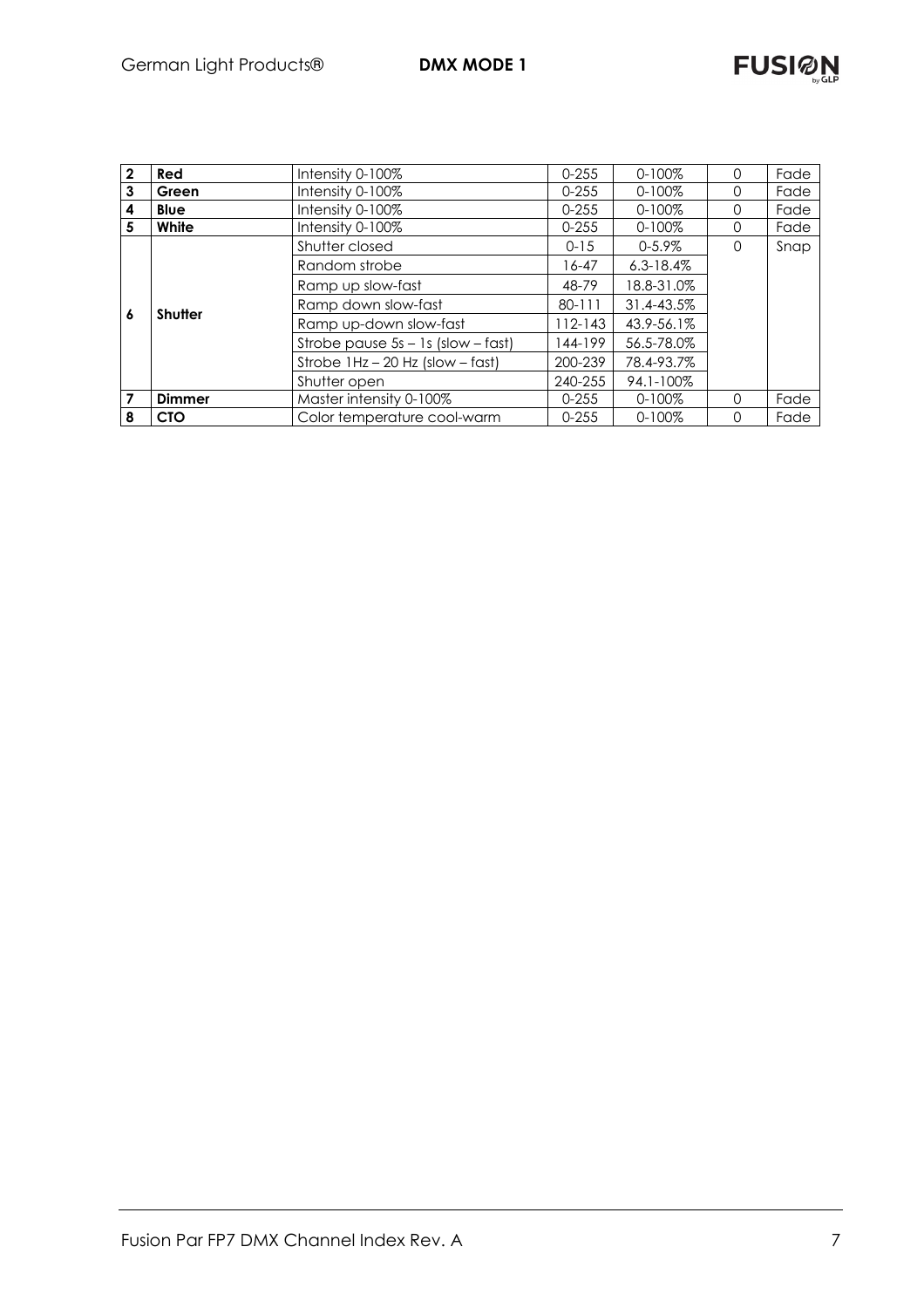| | | | | | | |
|---|---|---|---|---|---|---|
| **2** | **Red** | Intensity 0-100% | 0-255 | 0-100% | 0 | Fade |
| **3** | **Green** | Intensity 0-100% | 0-255 | 0-100% | 0 | Fade |
| **4** | **Blue** | Intensity 0-100% | 0-255 | 0-100% | 0 | Fade |
| **5** | **White** | Intensity 0-100% | 0-255 | 0-100% | 0 | Fade |
| **6** | **Shutter** | Shutter closed | 0-15 | 0-5.9% | 0 | Snap |
| | | Random strobe | 16-47 | 6.3-18.4% | | |
| | | Ramp up slow-fast | 48-79 | 18.8-31.0% | | |
| | | Ramp down slow-fast | 80-111 | 31.4-43.5% | | |
| | | Ramp up-down slow-fast | 112-143 | 43.9-56.1% | | |
| | | Strobe pause 5s – 1s (slow – fast) | 144-199 | 56.5-78.0% | | |
| | | Strobe 1Hz – 20 Hz (slow – fast) | 200-239 | 78.4-93.7% | | |
| | | Shutter open | 240-255 | 94.1-100% | | |
| **7** | **Dimmer** | Master intensity 0-100% | 0-255 | 0-100% | 0 | Fade |
| **8** | **CTO** | Color temperature cool-warm | 0-255 | 0-100% | 0 | Fade |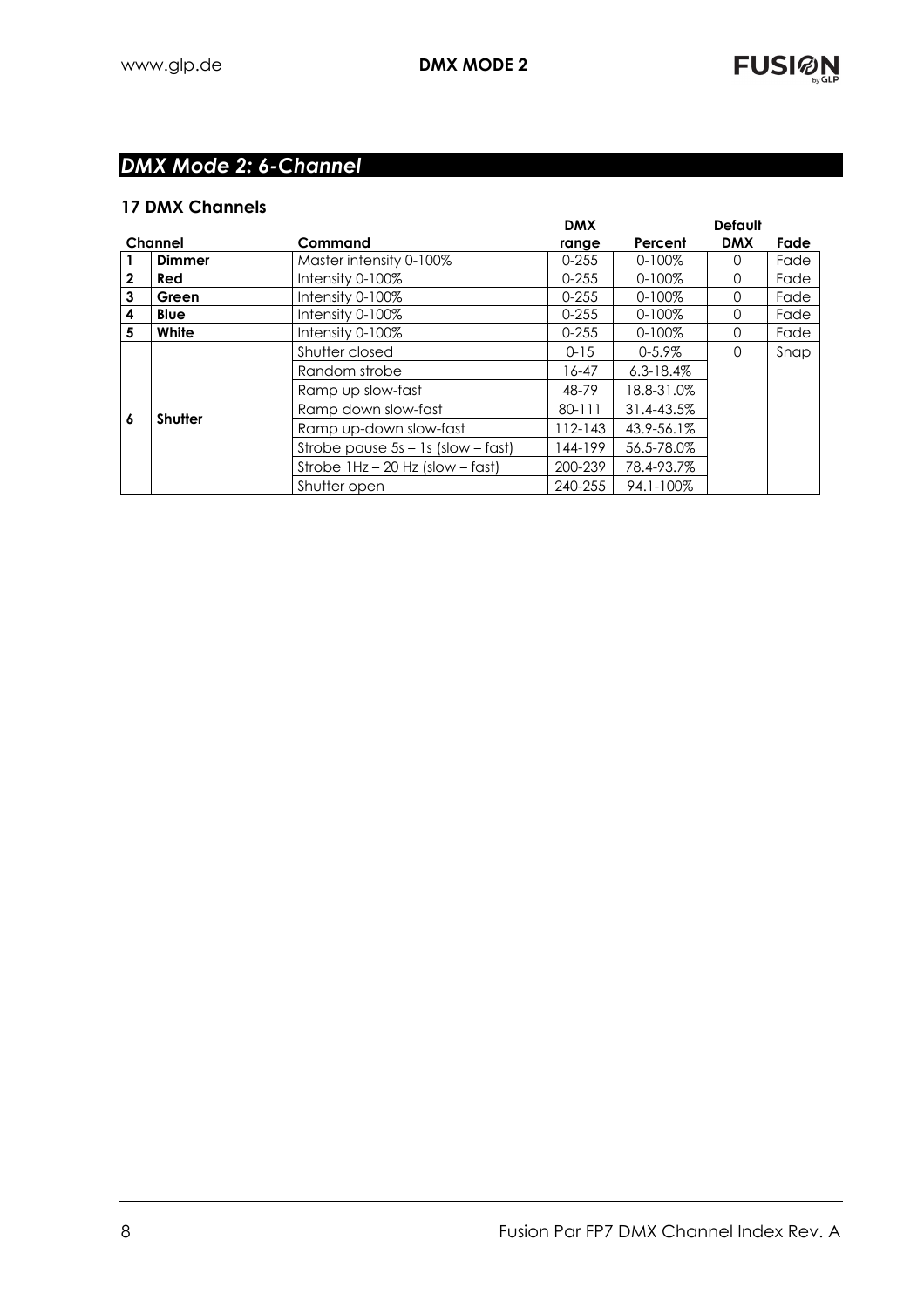## *DMX Mode 2: 6-Channel*

### 17 DMX Channels

| Channel | | Command | DMX range | Percent | Default DMX | Fade |
|---|---|---|---|---|---|---|
| 1 | **Dimmer** | Master intensity 0-100% | 0-255 | 0-100% | 0 | Fade |
| 2 | **Red** | Intensity 0-100% | 0-255 | 0-100% | 0 | Fade |
| 3 | **Green** | Intensity 0-100% | 0-255 | 0-100% | 0 | Fade |
| 4 | **Blue** | Intensity 0-100% | 0-255 | 0-100% | 0 | Fade |
| 5 | **White** | Intensity 0-100% | 0-255 | 0-100% | 0 | Fade |
| 6 | **Shutter** | Shutter closed | 0-15 | 0-5.9% | 0 | Snap |
| | | Random strobe | 16-47 | 6.3-18.4% | | |
| | | Ramp up slow-fast | 48-79 | 18.8-31.0% | | |
| | | Ramp down slow-fast | 80-111 | 31.4-43.5% | | |
| | | Ramp up-down slow-fast | 112-143 | 43.9-56.1% | | |
| | | Strobe pause 5s – 1s (slow – fast) | 144-199 | 56.5-78.0% | | |
| | | Strobe 1Hz – 20 Hz (slow – fast) | 200-239 | 78.4-93.7% | | |
| | | Shutter open | 240-255 | 94.1-100% | | |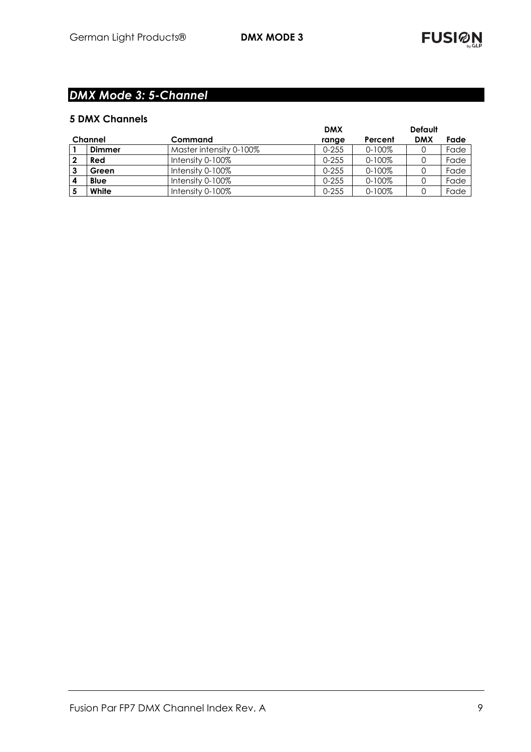## DMX Mode 3: 5-Channel

### 5 DMX Channels

| Channel | | Command | DMX range | Percent | Default DMX | Fade |
|---|---|---|---|---|---|---|
| 1 | **Dimmer** | Master intensity 0-100% | 0-255 | 0-100% | 0 | Fade |
| 2 | **Red** | Intensity 0-100% | 0-255 | 0-100% | 0 | Fade |
| 3 | **Green** | Intensity 0-100% | 0-255 | 0-100% | 0 | Fade |
| 4 | **Blue** | Intensity 0-100% | 0-255 | 0-100% | 0 | Fade |
| 5 | **White** | Intensity 0-100% | 0-255 | 0-100% | 0 | Fade |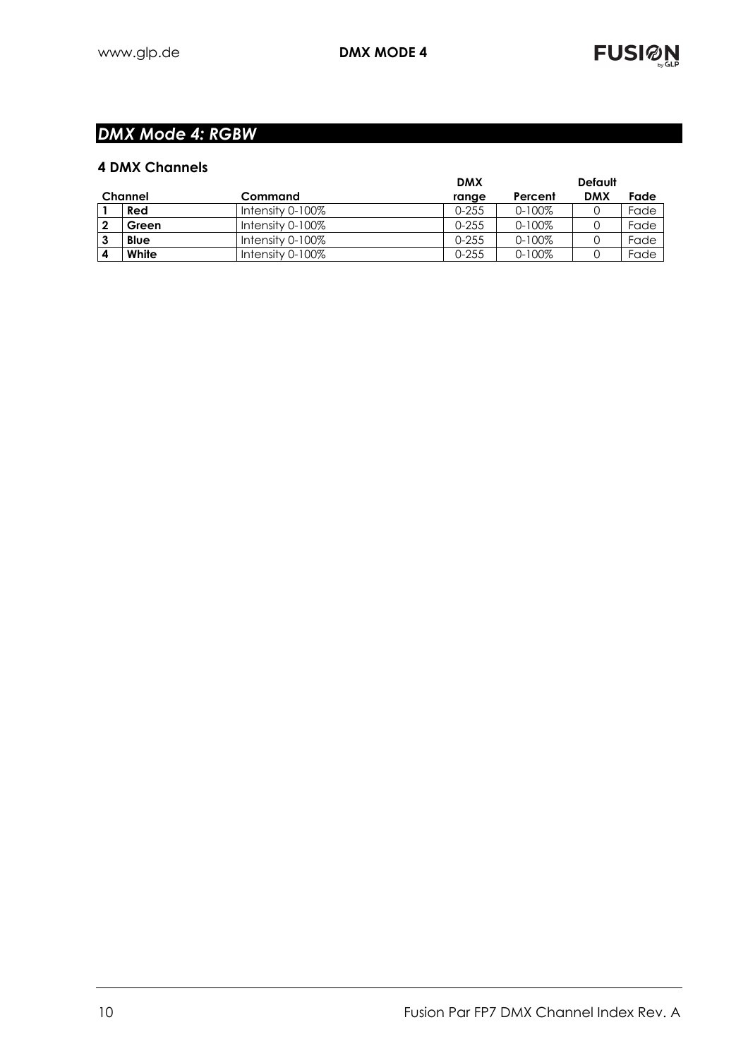## *DMX Mode 4: RGBW*

### 4 DMX Channels

| Channel | | Command | DMX range | Percent | Default DMX | Fade |
|---|---|---|---|---|---|---|
| **1** | **Red** | Intensity 0-100% | 0-255 | 0-100% | 0 | Fade |
| **2** | **Green** | Intensity 0-100% | 0-255 | 0-100% | 0 | Fade |
| **3** | **Blue** | Intensity 0-100% | 0-255 | 0-100% | 0 | Fade |
| **4** | **White** | Intensity 0-100% | 0-255 | 0-100% | 0 | Fade |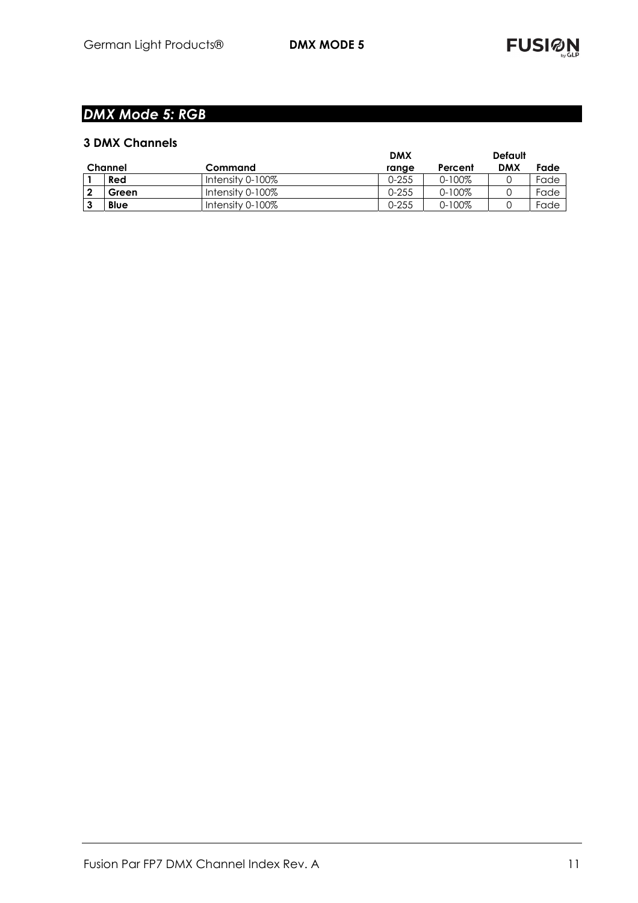## *DMX Mode 5: RGB*

### 3 DMX Channels

| Channel | | Command | DMX range | Percent | Default DMX | Fade |
|---|---|---|---|---|---|---|
| **1** | **Red** | Intensity 0-100% | 0-255 | 0-100% | 0 | Fade |
| **2** | **Green** | Intensity 0-100% | 0-255 | 0-100% | 0 | Fade |
| **3** | **Blue** | Intensity 0-100% | 0-255 | 0-100% | 0 | Fade |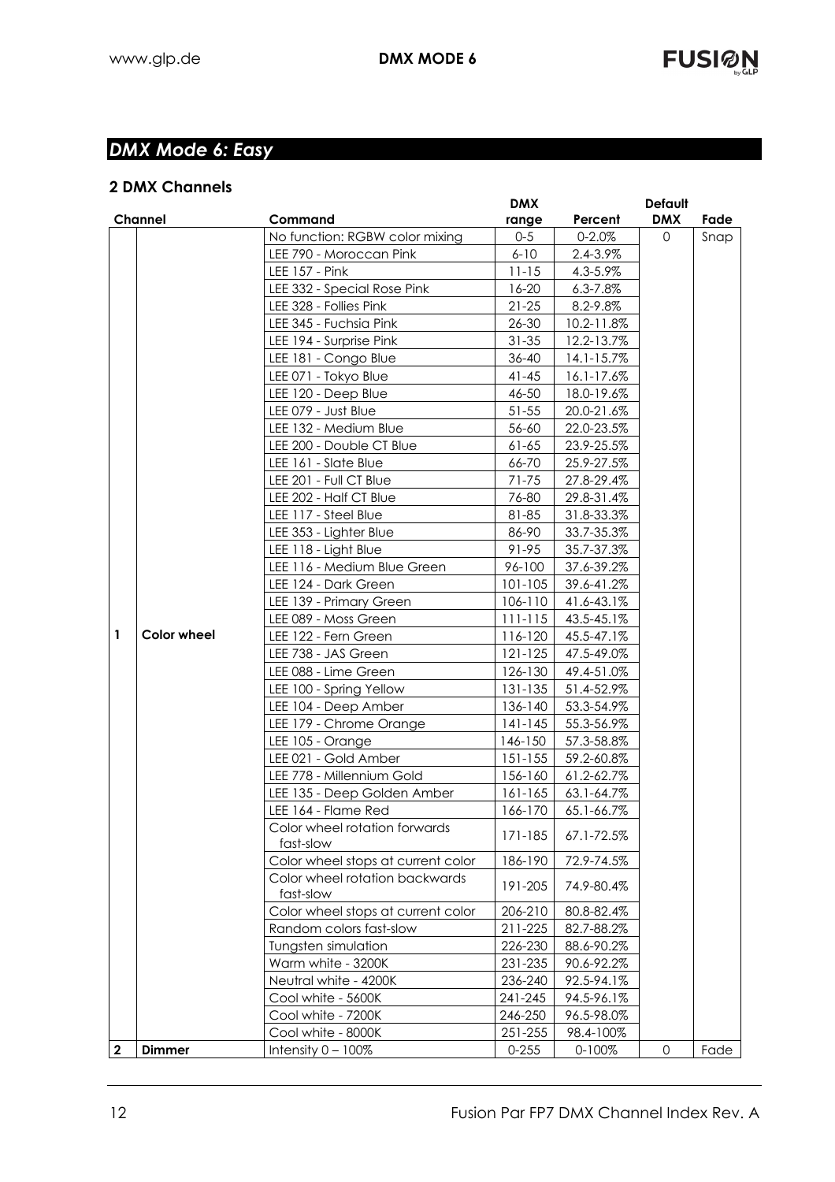## DMX Mode 6: Easy

### 2 DMX Channels

| Channel | | Command | DMX range | Percent | Default DMX | Fade |
|---|---|---|---|---|---|---|
| 1 | Color wheel | No function: RGBW color mixing | 0-5 | 0-2.0% | 0 | Snap |
| | | LEE 790 - Moroccan Pink | 6-10 | 2.4-3.9% | | |
| | | LEE 157 - Pink | 11-15 | 4.3-5.9% | | |
| | | LEE 332 - Special Rose Pink | 16-20 | 6.3-7.8% | | |
| | | LEE 328 - Follies Pink | 21-25 | 8.2-9.8% | | |
| | | LEE 345 - Fuchsia Pink | 26-30 | 10.2-11.8% | | |
| | | LEE 194 - Surprise Pink | 31-35 | 12.2-13.7% | | |
| | | LEE 181 - Congo Blue | 36-40 | 14.1-15.7% | | |
| | | LEE 071 - Tokyo Blue | 41-45 | 16.1-17.6% | | |
| | | LEE 120 - Deep Blue | 46-50 | 18.0-19.6% | | |
| | | LEE 079 - Just Blue | 51-55 | 20.0-21.6% | | |
| | | LEE 132 - Medium Blue | 56-60 | 22.0-23.5% | | |
| | | LEE 200 - Double CT Blue | 61-65 | 23.9-25.5% | | |
| | | LEE 161 - Slate Blue | 66-70 | 25.9-27.5% | | |
| | | LEE 201 - Full CT Blue | 71-75 | 27.8-29.4% | | |
| | | LEE 202 - Half CT Blue | 76-80 | 29.8-31.4% | | |
| | | LEE 117 - Steel Blue | 81-85 | 31.8-33.3% | | |
| | | LEE 353 - Lighter Blue | 86-90 | 33.7-35.3% | | |
| | | LEE 118 - Light Blue | 91-95 | 35.7-37.3% | | |
| | | LEE 116 - Medium Blue Green | 96-100 | 37.6-39.2% | | |
| | | LEE 124 - Dark Green | 101-105 | 39.6-41.2% | | |
| | | LEE 139 - Primary Green | 106-110 | 41.6-43.1% | | |
| | | LEE 089 - Moss Green | 111-115 | 43.5-45.1% | | |
| | | LEE 122 - Fern Green | 116-120 | 45.5-47.1% | | |
| | | LEE 738 - JAS Green | 121-125 | 47.5-49.0% | | |
| | | LEE 088 - Lime Green | 126-130 | 49.4-51.0% | | |
| | | LEE 100 - Spring Yellow | 131-135 | 51.4-52.9% | | |
| | | LEE 104 - Deep Amber | 136-140 | 53.3-54.9% | | |
| | | LEE 179 - Chrome Orange | 141-145 | 55.3-56.9% | | |
| | | LEE 105 - Orange | 146-150 | 57.3-58.8% | | |
| | | LEE 021 - Gold Amber | 151-155 | 59.2-60.8% | | |
| | | LEE 778 - Millennium Gold | 156-160 | 61.2-62.7% | | |
| | | LEE 135 - Deep Golden Amber | 161-165 | 63.1-64.7% | | |
| | | LEE 164 - Flame Red | 166-170 | 65.1-66.7% | | |
| | | Color wheel rotation forwards fast-slow | 171-185 | 67.1-72.5% | | |
| | | Color wheel stops at current color | 186-190 | 72.9-74.5% | | |
| | | Color wheel rotation backwards fast-slow | 191-205 | 74.9-80.4% | | |
| | | Color wheel stops at current color | 206-210 | 80.8-82.4% | | |
| | | Random colors fast-slow | 211-225 | 82.7-88.2% | | |
| | | Tungsten simulation | 226-230 | 88.6-90.2% | | |
| | | Warm white - 3200K | 231-235 | 90.6-92.2% | | |
| | | Neutral white - 4200K | 236-240 | 92.5-94.1% | | |
| | | Cool white - 5600K | 241-245 | 94.5-96.1% | | |
| | | Cool white - 7200K | 246-250 | 96.5-98.0% | | |
| | | Cool white - 8000K | 251-255 | 98.4-100% | | |
| **2** | **Dimmer** | Intensity 0 – 100% | 0-255 | 0-100% | 0 | Fade |